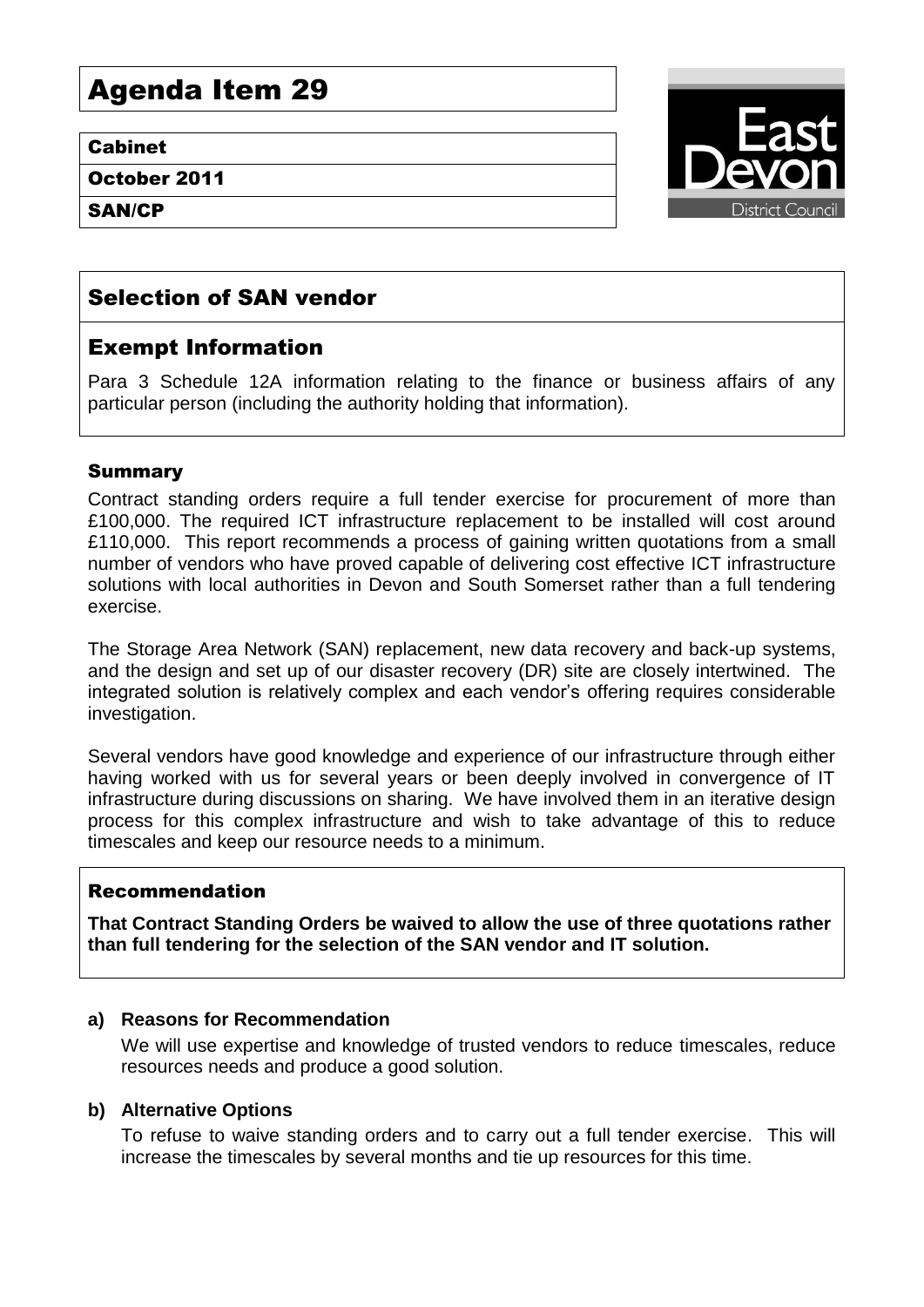# Agenda Item 29

**Cabinet**

**October 2011**

**SAN/CP**

## Selection of SAN vendor

## Exempt Information

Para 3 Schedule 12A information relating to the finance or business affairs of any particular person (including the authority holding that information).

### Summary

Contract standing orders require a full tender exercise for procurement of more than £100,000. The required ICT infrastructure replacement to be installed will cost around £110,000. This report recommends a process of gaining written quotations from a small number of vendors who have proved capable of delivering cost effective ICT infrastructure solutions with local authorities in Devon and South Somerset rather than a full tendering exercise.

The Storage Area Network (SAN) replacement, new data recovery and back-up systems, and the design and set up of our disaster recovery (DR) site are closely intertwined. The integrated solution is relatively complex and each vendor's offering requires considerable investigation.

Several vendors have good knowledge and experience of our infrastructure through either having worked with us for several years or been deeply involved in convergence of IT infrastructure during discussions on sharing. We have involved them in an iterative design process for this complex infrastructure and wish to take advantage of this to reduce timescales and keep our resource needs to a minimum.

### Recommendation

**That Contract Standing Orders be waived to allow the use of three quotations rather than full tendering for the selection of the SAN vendor and IT solution.**

**a) Reasons for Recommendation**

We will use expertise and knowledge of trusted vendors to reduce timescales, reduce resources needs and produce a good solution.

**b) Alternative Options**

To refuse to waive standing orders and to carry out a full tender exercise. This will increase the timescales by several months and tie up resources for this time.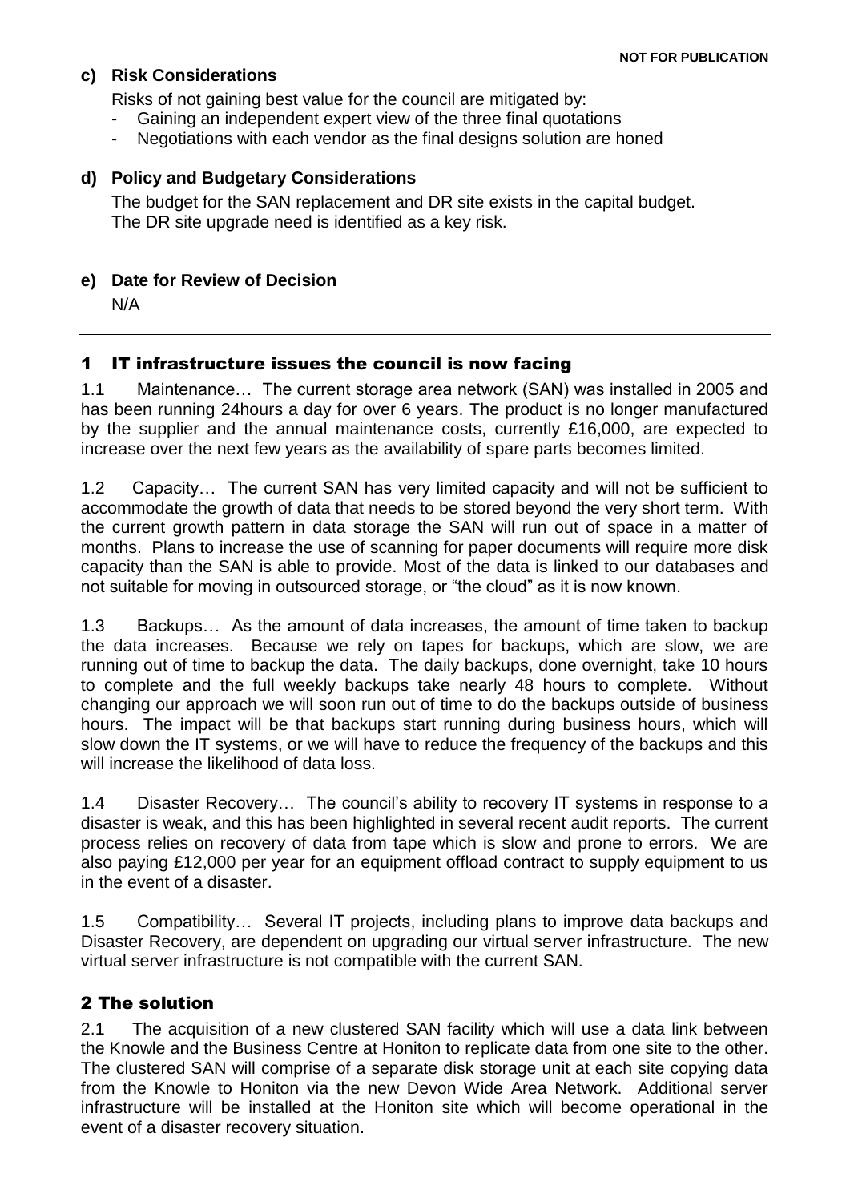**c) Risk Considerations**

Risks of not gaining best value for the council are mitigated by:

- Gaining an independent expert view of the three final quotations
- Negotiations with each vendor as the final designs solution are honed

**d) Policy and Budgetary Considerations**

The budget for the SAN replacement and DR site exists in the capital budget. The DR site upgrade need is identified as a key risk.

**e) Date for Review of Decision**

N/A

---

## 1 IT infrastructure issues the council is now facing

1.1 Maintenance… The current storage area network (SAN) was installed in 2005 and has been running 24hours a day for over 6 years. The product is no longer manufactured by the supplier and the annual maintenance costs, currently £16,000, are expected to increase over the next few years as the availability of spare parts becomes limited.

1.2 Capacity… The current SAN has very limited capacity and will not be sufficient to accommodate the growth of data that needs to be stored beyond the very short term. With the current growth pattern in data storage the SAN will run out of space in a matter of months. Plans to increase the use of scanning for paper documents will require more disk capacity than the SAN is able to provide. Most of the data is linked to our databases and not suitable for moving in outsourced storage, or "the cloud" as it is now known.

1.3 Backups… As the amount of data increases, the amount of time taken to backup the data increases. Because we rely on tapes for backups, which are slow, we are running out of time to backup the data. The daily backups, done overnight, take 10 hours to complete and the full weekly backups take nearly 48 hours to complete. Without changing our approach we will soon run out of time to do the backups outside of business hours. The impact will be that backups start running during business hours, which will slow down the IT systems, or we will have to reduce the frequency of the backups and this will increase the likelihood of data loss.

1.4 Disaster Recovery… The council's ability to recovery IT systems in response to a disaster is weak, and this has been highlighted in several recent audit reports. The current process relies on recovery of data from tape which is slow and prone to errors. We are also paying £12,000 per year for an equipment offload contract to supply equipment to us in the event of a disaster.

1.5 Compatibility… Several IT projects, including plans to improve data backups and Disaster Recovery, are dependent on upgrading our virtual server infrastructure. The new virtual server infrastructure is not compatible with the current SAN.

## 2 The solution

2.1 The acquisition of a new clustered SAN facility which will use a data link between the Knowle and the Business Centre at Honiton to replicate data from one site to the other. The clustered SAN will comprise of a separate disk storage unit at each site copying data from the Knowle to Honiton via the new Devon Wide Area Network. Additional server infrastructure will be installed at the Honiton site which will become operational in the event of a disaster recovery situation.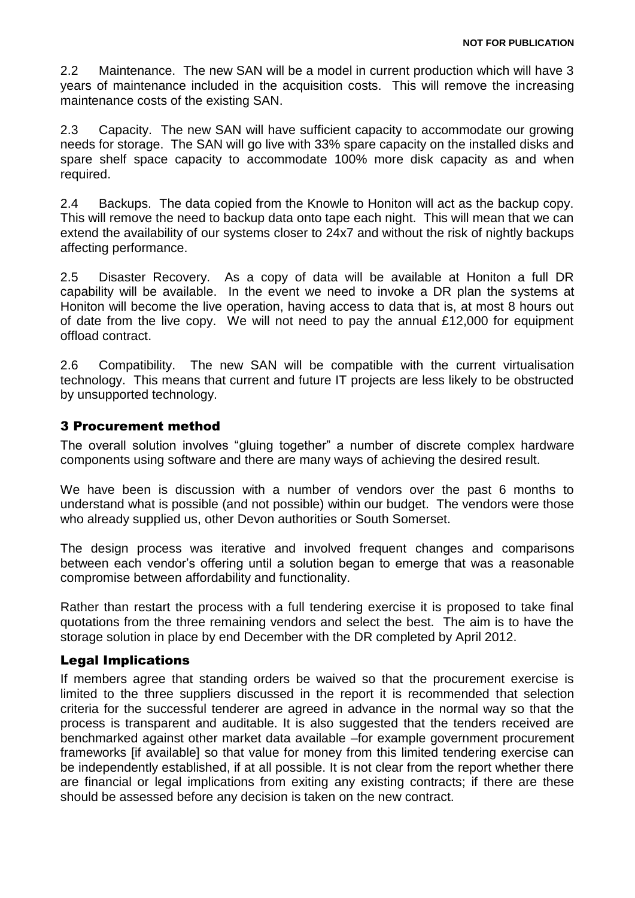2.2 Maintenance. The new SAN will be a model in current production which will have 3 years of maintenance included in the acquisition costs. This will remove the increasing maintenance costs of the existing SAN.

2.3 Capacity. The new SAN will have sufficient capacity to accommodate our growing needs for storage. The SAN will go live with 33% spare capacity on the installed disks and spare shelf space capacity to accommodate 100% more disk capacity as and when required.

2.4 Backups. The data copied from the Knowle to Honiton will act as the backup copy. This will remove the need to backup data onto tape each night. This will mean that we can extend the availability of our systems closer to 24x7 and without the risk of nightly backups affecting performance.

2.5 Disaster Recovery. As a copy of data will be available at Honiton a full DR capability will be available. In the event we need to invoke a DR plan the systems at Honiton will become the live operation, having access to data that is, at most 8 hours out of date from the live copy. We will not need to pay the annual £12,000 for equipment offload contract.

2.6 Compatibility. The new SAN will be compatible with the current virtualisation technology. This means that current and future IT projects are less likely to be obstructed by unsupported technology.

## 3 Procurement method

The overall solution involves "gluing together" a number of discrete complex hardware components using software and there are many ways of achieving the desired result.

We have been is discussion with a number of vendors over the past 6 months to understand what is possible (and not possible) within our budget. The vendors were those who already supplied us, other Devon authorities or South Somerset.

The design process was iterative and involved frequent changes and comparisons between each vendor's offering until a solution began to emerge that was a reasonable compromise between affordability and functionality.

Rather than restart the process with a full tendering exercise it is proposed to take final quotations from the three remaining vendors and select the best. The aim is to have the storage solution in place by end December with the DR completed by April 2012.

## Legal Implications

If members agree that standing orders be waived so that the procurement exercise is limited to the three suppliers discussed in the report it is recommended that selection criteria for the successful tenderer are agreed in advance in the normal way so that the process is transparent and auditable. It is also suggested that the tenders received are benchmarked against other market data available –for example government procurement frameworks [if available] so that value for money from this limited tendering exercise can be independently established, if at all possible. It is not clear from the report whether there are financial or legal implications from exiting any existing contracts; if there are these should be assessed before any decision is taken on the new contract.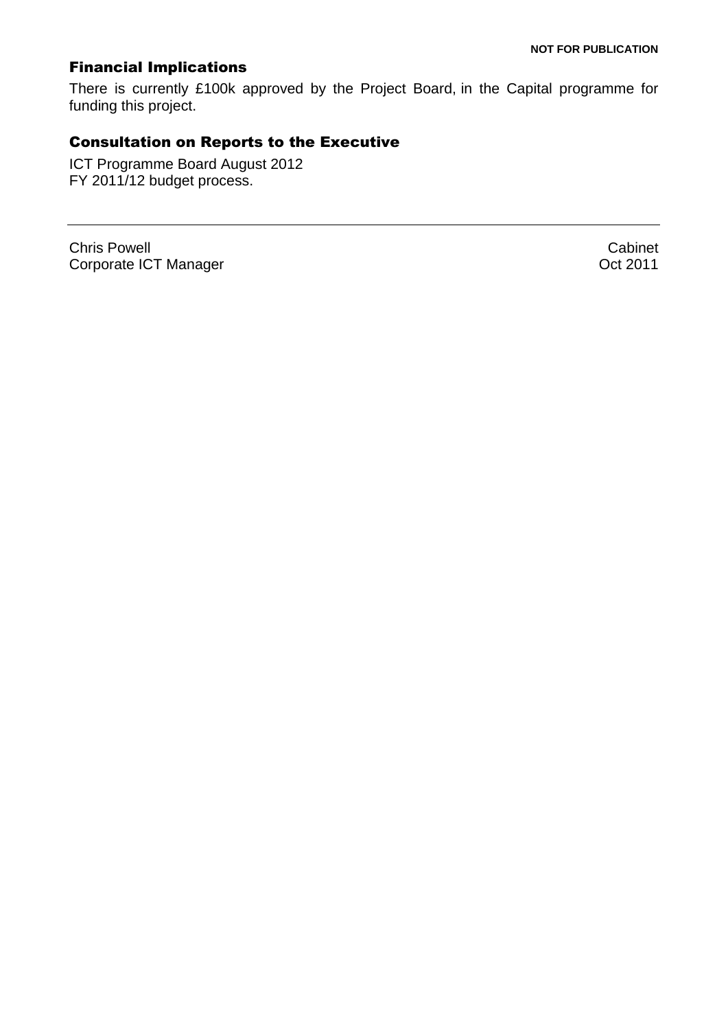**NOT FOR PUBLICATION**

## Financial Implications

There is currently £100k approved by the Project Board, in the Capital programme for funding this project.

## Consultation on Reports to the Executive

ICT Programme Board August 2012
FY 2011/12 budget process.

---

| | |
|---|---|
| Chris Powell | Cabinet |
| Corporate ICT Manager | Oct 2011 |